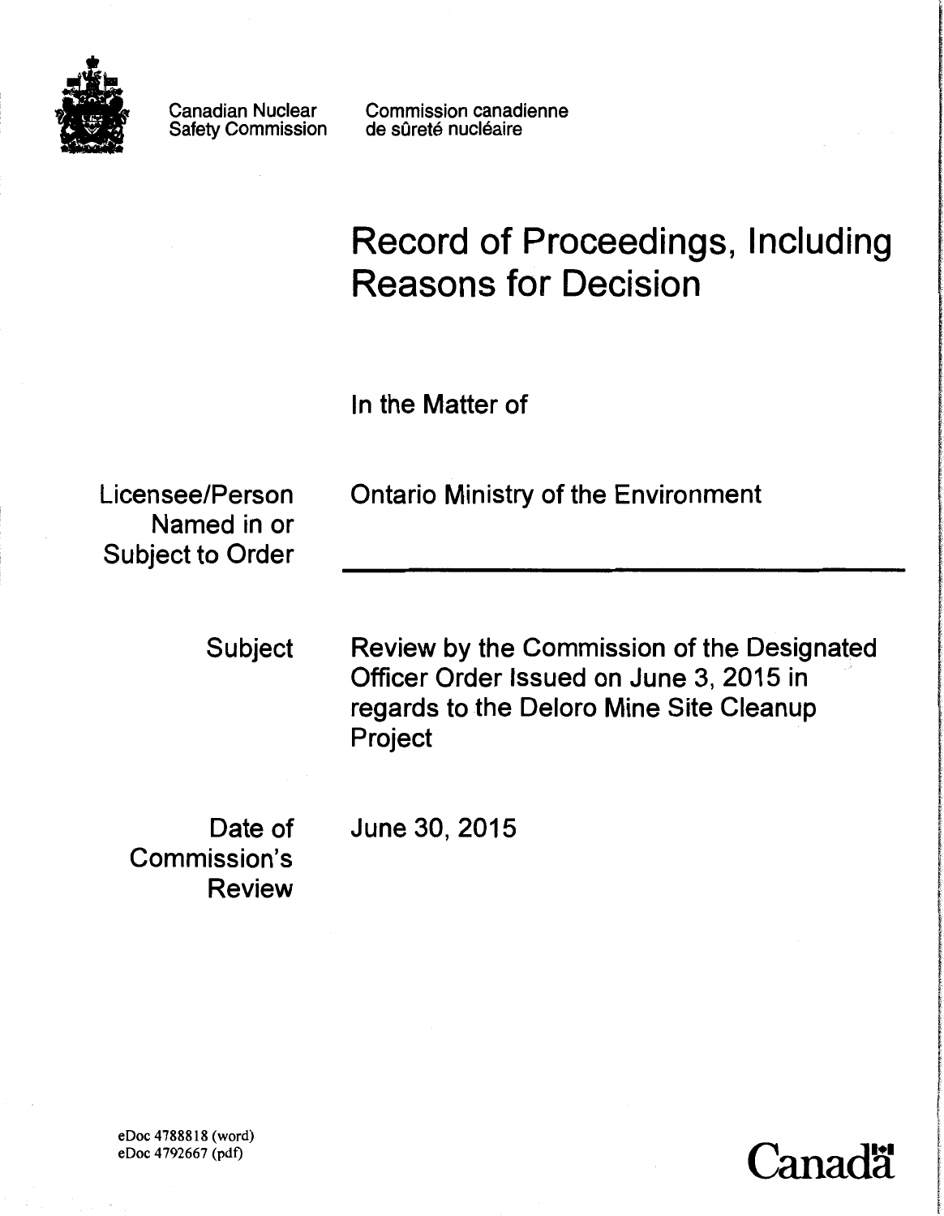Canadian Nuclear Safety Commission

Commission canadienne de sûreté nucléaire

# Record of Proceedings, Including Reasons for Decision

In the Matter of

| | |
|---|---|
| Licensee/Person Named in or Subject to Order | Ontario Ministry of the Environment |
| Subject | Review by the Commission of the Designated Officer Order Issued on June 3, 2015 in regards to the Deloro Mine Site Cleanup Project |
| Date of Commission's Review | June 30, 2015 |

eDoc 4788818 (word)
eDoc 4792667 (pdf)

Canada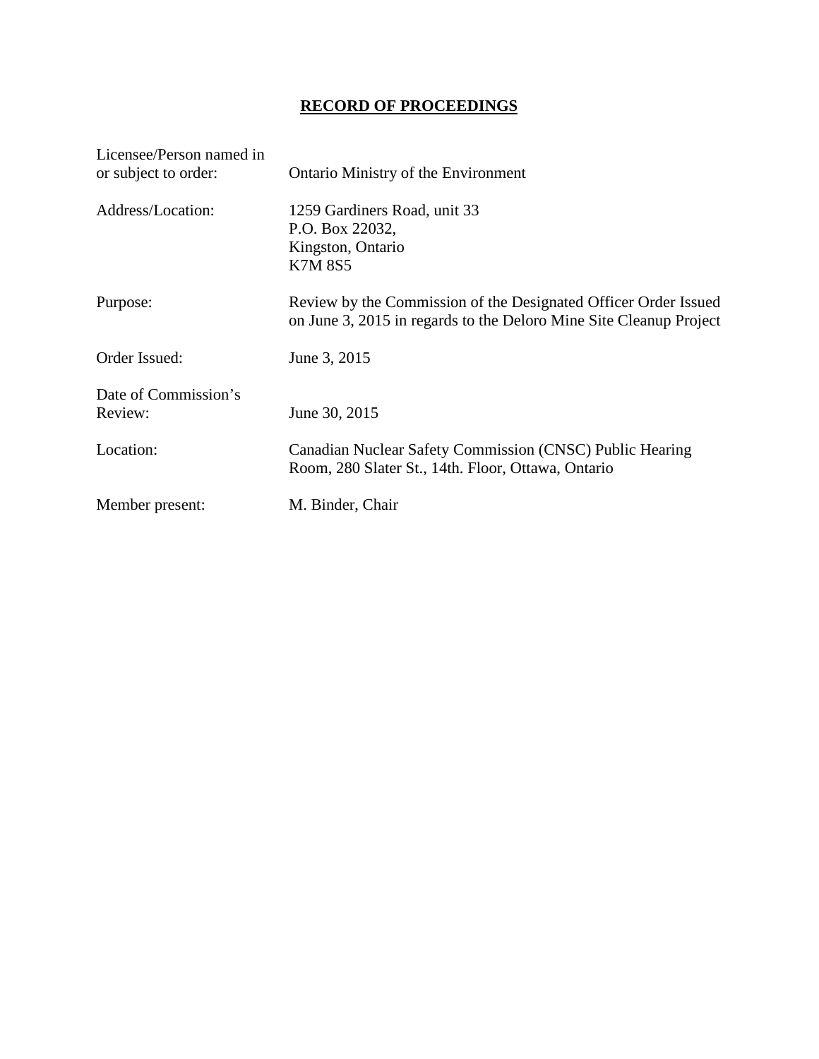# RECORD OF PROCEEDINGS

| | |
|---|---|
| Licensee/Person named in or subject to order: | Ontario Ministry of the Environment |
| Address/Location: | 1259 Gardiners Road, unit 33<br>P.O. Box 22032,<br>Kingston, Ontario<br>K7M 8S5 |
| Purpose: | Review by the Commission of the Designated Officer Order Issued on June 3, 2015 in regards to the Deloro Mine Site Cleanup Project |
| Order Issued: | June 3, 2015 |
| Date of Commission's Review: | June 30, 2015 |
| Location: | Canadian Nuclear Safety Commission (CNSC) Public Hearing Room, 280 Slater St., 14th. Floor, Ottawa, Ontario |
| Member present: | M. Binder, Chair |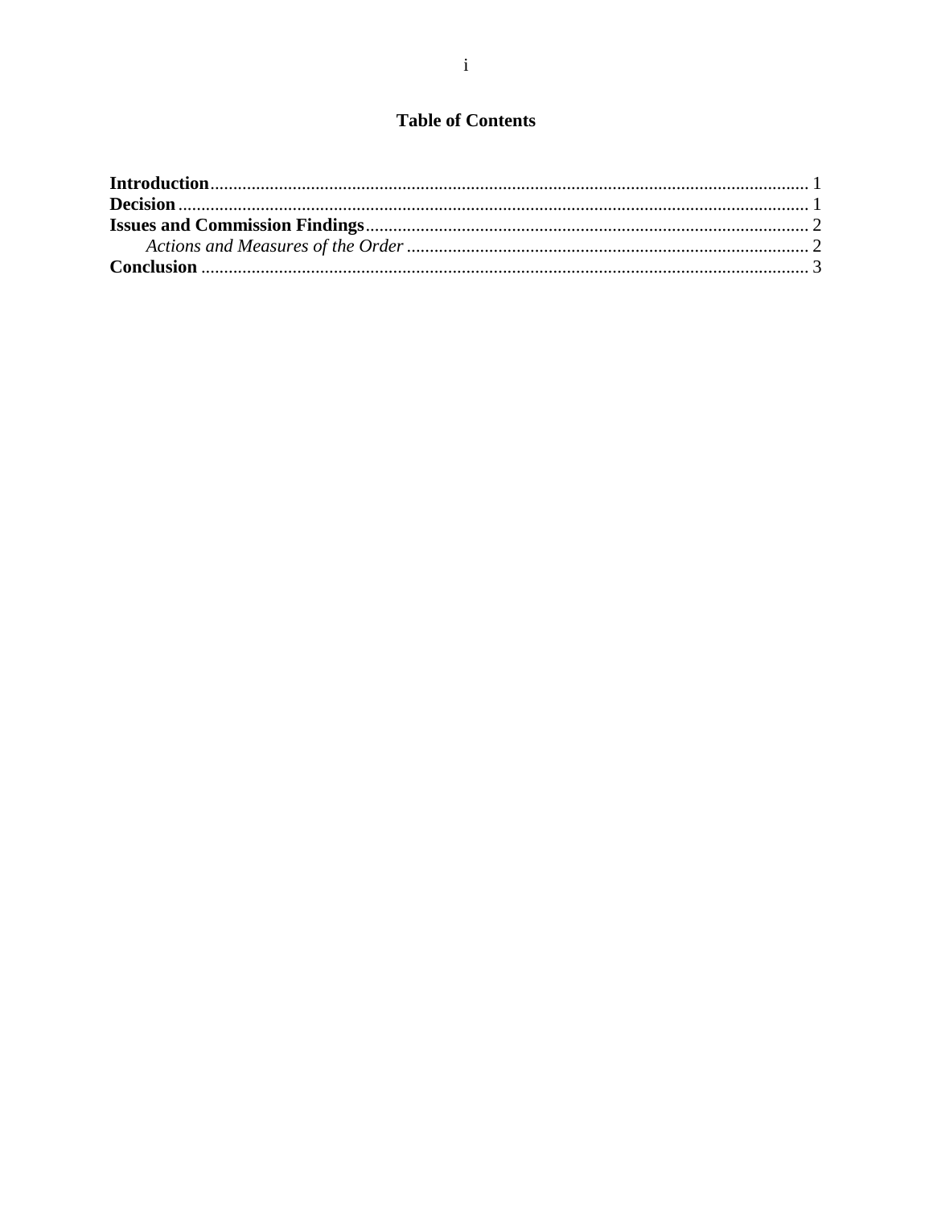# Table of Contents

**Introduction** ........................................................................................................................ 1
**Decision** ............................................................................................................................... 1
**Issues and Commission Findings** ...................................................................................... 2
&nbsp;&nbsp;&nbsp;&nbsp;*Actions and Measures of the Order* .............................................................................. 2
**Conclusion** .......................................................................................................................... 3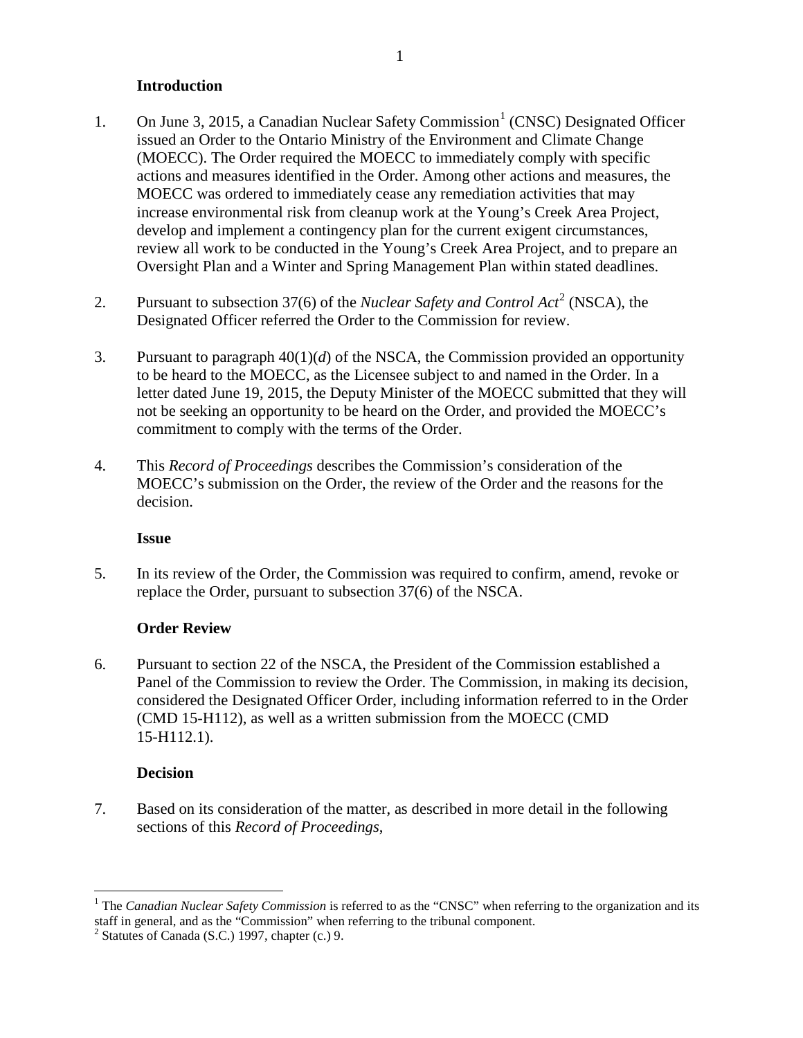## Introduction

1. On June 3, 2015, a Canadian Nuclear Safety Commission[1] (CNSC) Designated Officer issued an Order to the Ontario Ministry of the Environment and Climate Change (MOECC). The Order required the MOECC to immediately comply with specific actions and measures identified in the Order. Among other actions and measures, the MOECC was ordered to immediately cease any remediation activities that may increase environmental risk from cleanup work at the Young's Creek Area Project, develop and implement a contingency plan for the current exigent circumstances, review all work to be conducted in the Young's Creek Area Project, and to prepare an Oversight Plan and a Winter and Spring Management Plan within stated deadlines.

2. Pursuant to subsection 37(6) of the *Nuclear Safety and Control Act*[2] (NSCA), the Designated Officer referred the Order to the Commission for review.

3. Pursuant to paragraph 40(1)(*d*) of the NSCA, the Commission provided an opportunity to be heard to the MOECC, as the Licensee subject to and named in the Order. In a letter dated June 19, 2015, the Deputy Minister of the MOECC submitted that they will not be seeking an opportunity to be heard on the Order, and provided the MOECC's commitment to comply with the terms of the Order.

4. This *Record of Proceedings* describes the Commission's consideration of the MOECC's submission on the Order, the review of the Order and the reasons for the decision.

## Issue

5. In its review of the Order, the Commission was required to confirm, amend, revoke or replace the Order, pursuant to subsection 37(6) of the NSCA.

## Order Review

6. Pursuant to section 22 of the NSCA, the President of the Commission established a Panel of the Commission to review the Order. The Commission, in making its decision, considered the Designated Officer Order, including information referred to in the Order (CMD 15-H112), as well as a written submission from the MOECC (CMD 15-H112.1).

## Decision

7. Based on its consideration of the matter, as described in more detail in the following sections of this *Record of Proceedings*,

---

[1] The *Canadian Nuclear Safety Commission* is referred to as the "CNSC" when referring to the organization and its staff in general, and as the "Commission" when referring to the tribunal component.

[2] Statutes of Canada (S.C.) 1997, chapter (c.) 9.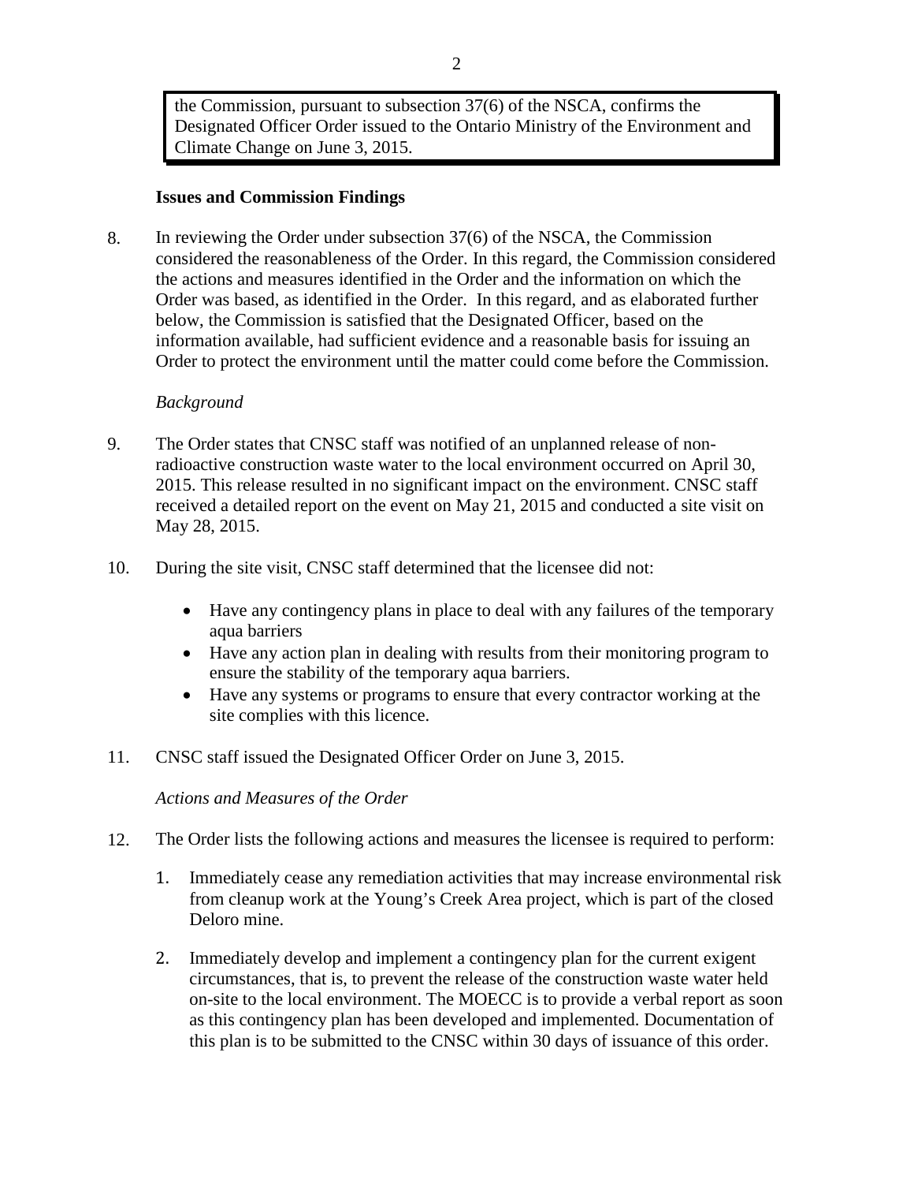the Commission, pursuant to subsection 37(6) of the NSCA, confirms the Designated Officer Order issued to the Ontario Ministry of the Environment and Climate Change on June 3, 2015.

**Issues and Commission Findings**

8. In reviewing the Order under subsection 37(6) of the NSCA, the Commission considered the reasonableness of the Order. In this regard, the Commission considered the actions and measures identified in the Order and the information on which the Order was based, as identified in the Order. In this regard, and as elaborated further below, the Commission is satisfied that the Designated Officer, based on the information available, had sufficient evidence and a reasonable basis for issuing an Order to protect the environment until the matter could come before the Commission.

*Background*

9. The Order states that CNSC staff was notified of an unplanned release of non-radioactive construction waste water to the local environment occurred on April 30, 2015. This release resulted in no significant impact on the environment. CNSC staff received a detailed report on the event on May 21, 2015 and conducted a site visit on May 28, 2015.

10. During the site visit, CNSC staff determined that the licensee did not:

    - Have any contingency plans in place to deal with any failures of the temporary aqua barriers
    - Have any action plan in dealing with results from their monitoring program to ensure the stability of the temporary aqua barriers.
    - Have any systems or programs to ensure that every contractor working at the site complies with this licence.

11. CNSC staff issued the Designated Officer Order on June 3, 2015.

*Actions and Measures of the Order*

12. The Order lists the following actions and measures the licensee is required to perform:

    1. Immediately cease any remediation activities that may increase environmental risk from cleanup work at the Young's Creek Area project, which is part of the closed Deloro mine.

    2. Immediately develop and implement a contingency plan for the current exigent circumstances, that is, to prevent the release of the construction waste water held on-site to the local environment. The MOECC is to provide a verbal report as soon as this contingency plan has been developed and implemented. Documentation of this plan is to be submitted to the CNSC within 30 days of issuance of this order.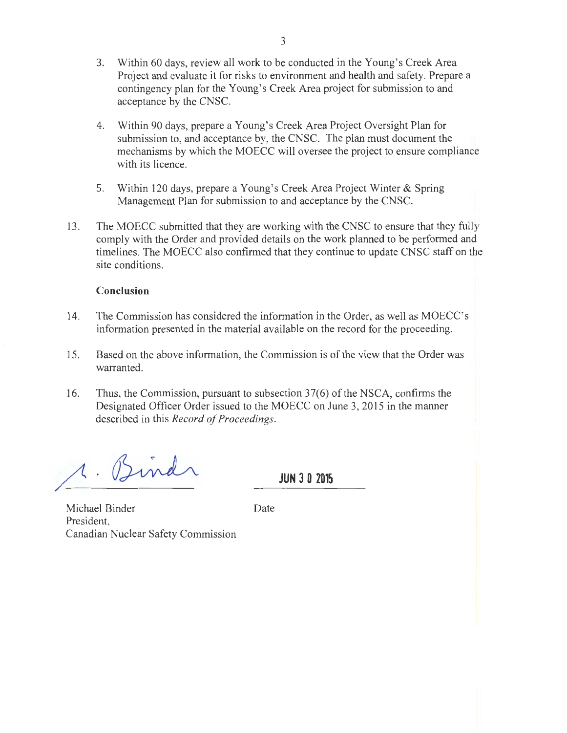3. Within 60 days, review all work to be conducted in the Young's Creek Area Project and evaluate it for risks to environment and health and safety. Prepare a contingency plan for the Young's Creek Area project for submission to and acceptance by the CNSC.

4. Within 90 days, prepare a Young's Creek Area Project Oversight Plan for submission to, and acceptance by, the CNSC. The plan must document the mechanisms by which the MOECC will oversee the project to ensure compliance with its licence.

5. Within 120 days, prepare a Young's Creek Area Project Winter & Spring Management Plan for submission to and acceptance by the CNSC.

13. The MOECC submitted that they are working with the CNSC to ensure that they fully comply with the Order and provided details on the work planned to be performed and timelines. The MOECC also confirmed that they continue to update CNSC staff on the site conditions.

**Conclusion**

14. The Commission has considered the information in the Order, as well as MOECC's information presented in the material available on the record for the proceeding.

15. Based on the above information, the Commission is of the view that the Order was warranted.

16. Thus, the Commission, pursuant to subsection 37(6) of the NSCA, confirms the Designated Officer Order issued to the MOECC on June 3, 2015 in the manner described in this *Record of Proceedings*.

M. Binder

JUN 30 2015

Michael Binder
President,
Canadian Nuclear Safety Commission

Date